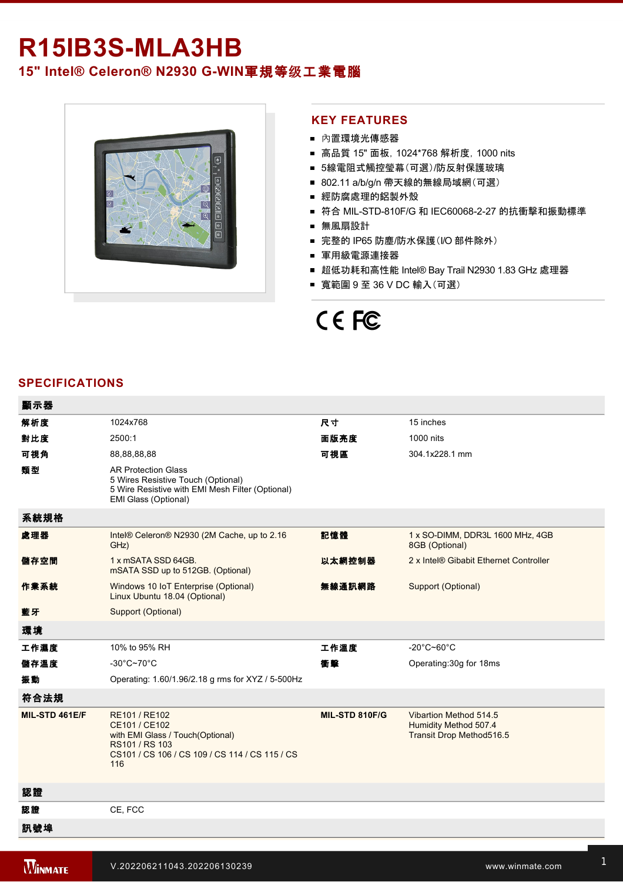# R15IB3S-MLA3HB

## 15" Intel® Celeron® N2930 G-WIN軍規等级工業電腦

## KEY FEATURES

- 內置環境光傳感器
- 高品質 15" 面板, 1024*768 解析度, 1000 nits
- 5線電阻式觸控螢幕(可選)/防反射保護玻璃
- 802.11 a/b/g/n 帶天線的無線局域網(可選)
- 經防腐處理的鋁製外殼
- 符合 MIL-STD-810F/G 和 IEC60068-2-27 的抗衝擊和振動標準
- 無風扇設計
- 完整的 IP65 防塵/防水保護(I/O 部件除外)
- 軍用級電源連接器
- 超低功耗和高性能 Intel® Bay Trail N2930 1.83 GHz 處理器
- 寬範圍 9 至 36 V DC 輸入(可選)

## SPECIFICATIONS

| 顯示器 | | | |
|---|---|---|---|
| 解析度 | 1024x768 | 尺寸 | 15 inches |
| 對比度 | 2500:1 | 面版亮度 | 1000 nits |
| 可視角 | 88,88,88,88 | 可視區 | 304.1x228.1 mm |
| 類型 | AR Protection Glass<br>5 Wires Resistive Touch (Optional)<br>5 Wire Resistive with EMI Mesh Filter (Optional)<br>EMI Glass (Optional) | | |
| **系統規格** | | | |
| 處理器 | Intel® Celeron® N2930 (2M Cache, up to 2.16 GHz) | 記憶體 | 1 x SO-DIMM, DDR3L 1600 MHz, 4GB<br>8GB (Optional) |
| 儲存空間 | 1 x mSATA SSD 64GB.<br>mSATA SSD up to 512GB. (Optional) | 以太網控制器 | 2 x Intel® Gibabit Ethernet Controller |
| 作業系統 | Windows 10 IoT Enterprise (Optional)<br>Linux Ubuntu 18.04 (Optional) | 無線通訊網路 | Support (Optional) |
| 藍牙 | Support (Optional) | | |
| **環境** | | | |
| 工作濕度 | 10% to 95% RH | 工作溫度 | -20°C~60°C |
| 儲存溫度 | -30°C~70°C | 衝擊 | Operating:30g for 18ms |
| 振動 | Operating: 1.60/1.96/2.18 g rms for XYZ / 5-500Hz | | |
| **符合法規** | | | |
| MIL-STD 461E/F | RE101 / RE102<br>CE101 / CE102<br>with EMI Glass / Touch(Optional)<br>RS101 / RS 103<br>CS101 / CS 106 / CS 109 / CS 114 / CS 115 / CS 116 | MIL-STD 810F/G | Vibartion Method 514.5<br>Humidity Method 507.4<br>Transit Drop Method516.5 |
| **認證** | | | |
| 認證 | CE, FCC | | |
| **訊號埠** | | | |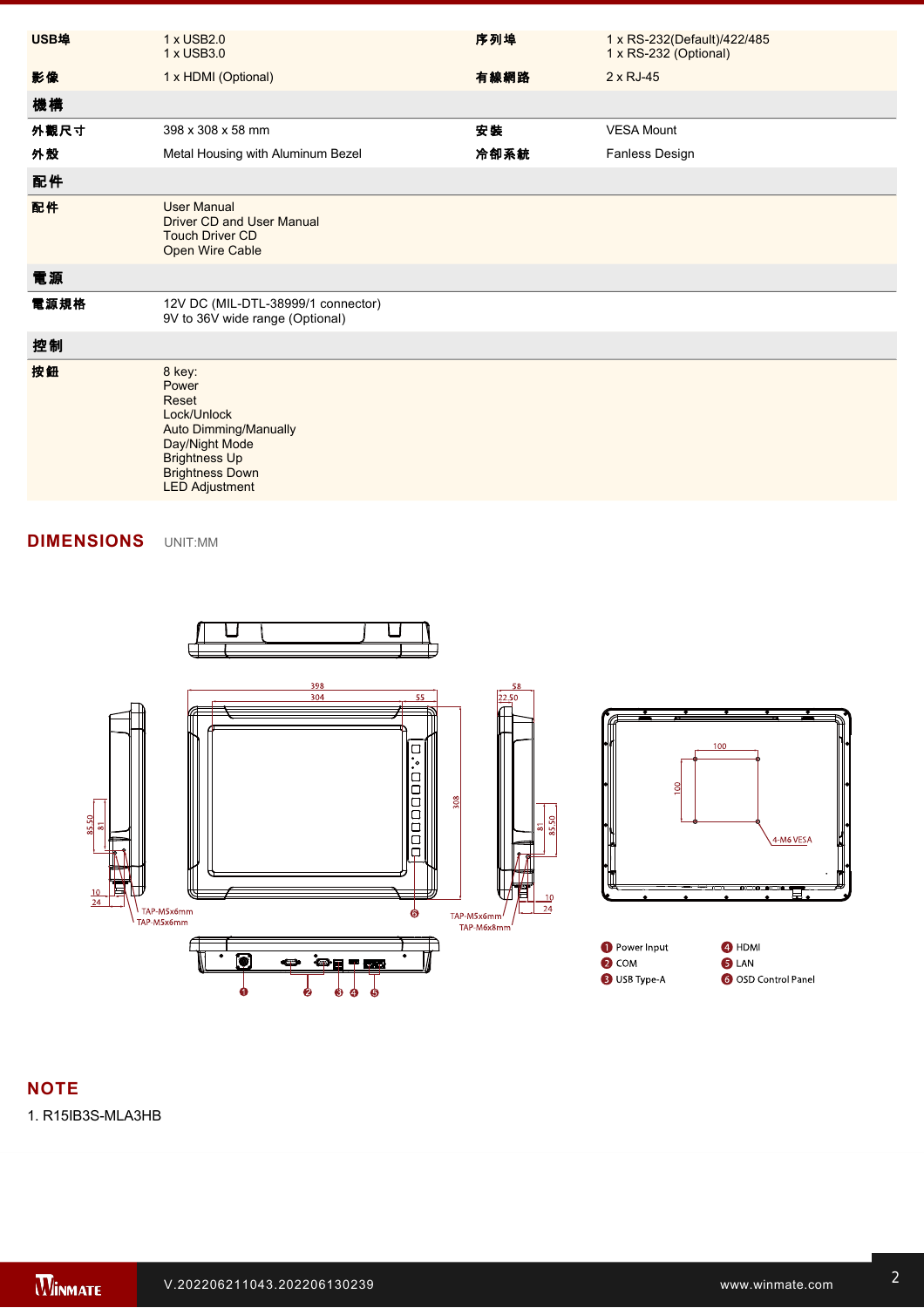| | | | |
|---|---|---|---|
| USB埠 | 1 x USB2.0<br>1 x USB3.0 | 序列埠 | 1 x RS-232(Default)/422/485<br>1 x RS-232 (Optional) |
| 影像 | 1 x HDMI (Optional) | 有線網路 | 2 x RJ-45 |
| **機構** | | | |
| 外觀尺寸 | 398 x 308 x 58 mm | 安裝 | VESA Mount |
| 外殼 | Metal Housing with Aluminum Bezel | 冷卻系統 | Fanless Design |
| **配件** | | | |
| 配件 | User Manual<br>Driver CD and User Manual<br>Touch Driver CD<br>Open Wire Cable | | |
| **電源** | | | |
| 電源規格 | 12V DC (MIL-DTL-38999/1 connector)<br>9V to 36V wide range (Optional) | | |
| **控制** | | | |
| 按鈕 | 8 key:<br>Power<br>Reset<br>Lock/Unlock<br>Auto Dimming/Manually<br>Day/Night Mode<br>Brightness Up<br>Brightness Down<br>LED Adjustment | | |

## DIMENSIONS

UNIT:MM

398
304
55
308
58
22.50
85.50
81
10
24
TAP-M5x6mm
TAP-M5x6mm
TAP-M6x8mm
100
100
4-M6 VESA

1 Power Input
2 COM
3 USB Type-A
4 HDMI
5 LAN
6 OSD Control Panel

## NOTE

1. R15IB3S-MLA3HB